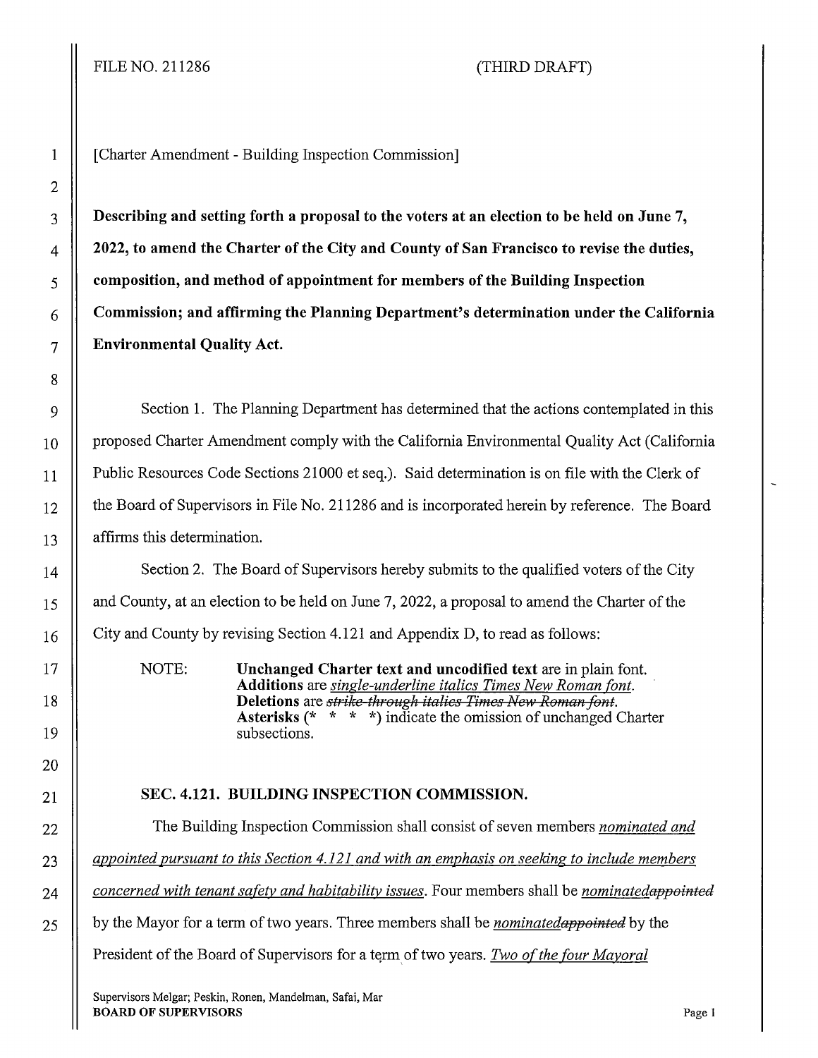FILE NO. 211286 (THIRD DRAFT)

[Charter Amendment - Building Inspection Commission]

**Describing and setting forth a proposal to the voters at an election to be held on June 7, 2022, to amend the Charter of the City and County of San Francisco to revise the duties, composition, and method of appointment for members of the Building Inspection Commission; and affirming the Planning Department's determination under the California Environmental Quality Act.**

Section 1. The Planning Department has determined that the actions contemplated in this proposed Charter Amendment comply with the California Environmental Quality Act (California Public Resources Code Sections 21000 et seq.). Said determination is on file with the Clerk of the Board of Supervisors in File No. 211286 and is incorporated herein by reference. The Board affirms this determination.

Section 2. The Board of Supervisors hereby submits to the qualified voters of the City and County, at an election to be held on June 7, 2022, a proposal to amend the Charter of the City and County by revising Section 4.121 and Appendix D, to read as follows:

NOTE: **Unchanged Charter text and uncodified text** are in plain font.
**Additions** are <u>*single-underline italics Times New Roman font*</u>.
**Deletions** are ~~*strike-through italics Times New Roman font*~~.
**Asterisks** (* * * *) indicate the omission of unchanged Charter subsections.

**SEC. 4.121. BUILDING INSPECTION COMMISSION.**

The Building Inspection Commission shall consist of seven members <u>*nominated and appointed pursuant to this Section 4.121 and with an emphasis on seeking to include members concerned with tenant safety and habitability issues*</u>. Four members shall be <u>*nominated*</u>~~*appointed*~~ by the Mayor for a term of two years. Three members shall be <u>*nominated*</u>~~*appointed*~~ by the President of the Board of Supervisors for a term of two years. <u>*Two of the four Mayoral*</u>

Supervisors Melgar; Peskin, Ronen, Mandelman, Safai, Mar
**BOARD OF SUPERVISORS**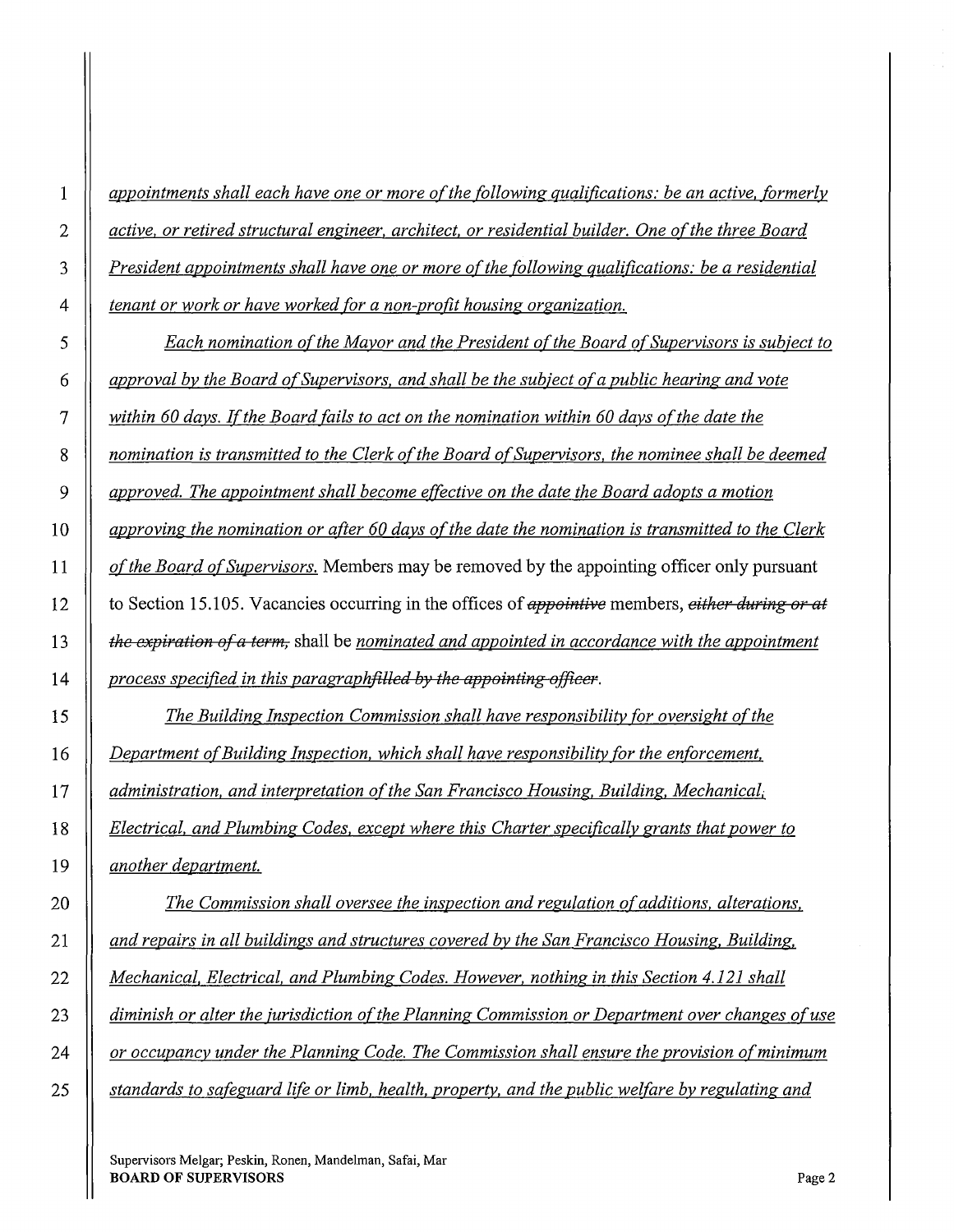*appointments shall each have one or more of the following qualifications: be an active, formerly active, or retired structural engineer, architect, or residential builder. One of the three Board President appointments shall have one or more of the following qualifications: be a residential tenant or work or have worked for a non-profit housing organization.*

*Each nomination of the Mayor and the President of the Board of Supervisors is subject to approval by the Board of Supervisors, and shall be the subject of a public hearing and vote within 60 days. If the Board fails to act on the nomination within 60 days of the date the nomination is transmitted to the Clerk of the Board of Supervisors, the nominee shall be deemed approved. The appointment shall become effective on the date the Board adopts a motion approving the nomination or after 60 days of the date the nomination is transmitted to the Clerk of the Board of Supervisors.* Members may be removed by the appointing officer only pursuant to Section 15.105. Vacancies occurring in the offices of ~~appointive~~ members, ~~either during or at the expiration of a term,~~ shall be *nominated and appointed in accordance with the appointment process specified in this paragraph*~~filled by the appointing officer~~.

*The Building Inspection Commission shall have responsibility for oversight of the Department of Building Inspection, which shall have responsibility for the enforcement, administration, and interpretation of the San Francisco Housing, Building, Mechanical, Electrical, and Plumbing Codes, except where this Charter specifically grants that power to another department.*

*The Commission shall oversee the inspection and regulation of additions, alterations, and repairs in all buildings and structures covered by the San Francisco Housing, Building, Mechanical, Electrical, and Plumbing Codes. However, nothing in this Section 4.121 shall diminish or alter the jurisdiction of the Planning Commission or Department over changes of use or occupancy under the Planning Code. The Commission shall ensure the provision of minimum standards to safeguard life or limb, health, property, and the public welfare by regulating and*

Supervisors Melgar; Peskin, Ronen, Mandelman, Safai, Mar
**BOARD OF SUPERVISORS**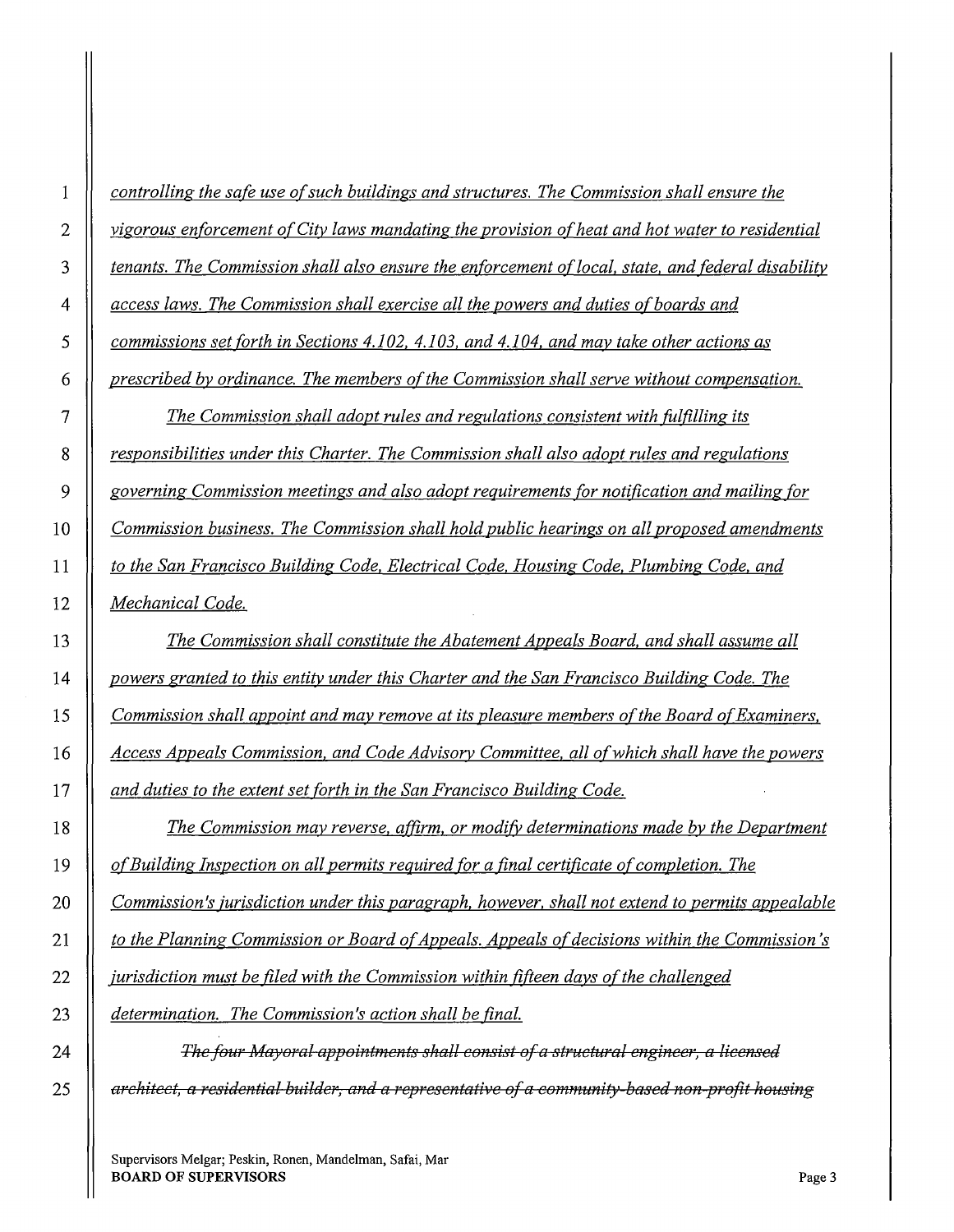*controlling the safe use of such buildings and structures. The Commission shall ensure the vigorous enforcement of City laws mandating the provision of heat and hot water to residential tenants. The Commission shall also ensure the enforcement of local, state, and federal disability access laws. The Commission shall exercise all the powers and duties of boards and commissions set forth in Sections 4.102, 4.103, and 4.104, and may take other actions as prescribed by ordinance. The members of the Commission shall serve without compensation.*

*The Commission shall adopt rules and regulations consistent with fulfilling its responsibilities under this Charter. The Commission shall also adopt rules and regulations governing Commission meetings and also adopt requirements for notification and mailing for Commission business. The Commission shall hold public hearings on all proposed amendments to the San Francisco Building Code, Electrical Code, Housing Code, Plumbing Code, and Mechanical Code.*

*The Commission shall constitute the Abatement Appeals Board, and shall assume all powers granted to this entity under this Charter and the San Francisco Building Code. The Commission shall appoint and may remove at its pleasure members of the Board of Examiners, Access Appeals Commission, and Code Advisory Committee, all of which shall have the powers and duties to the extent set forth in the San Francisco Building Code.*

*The Commission may reverse, affirm, or modify determinations made by the Department of Building Inspection on all permits required for a final certificate of completion. The Commission's jurisdiction under this paragraph, however, shall not extend to permits appealable to the Planning Commission or Board of Appeals. Appeals of decisions within the Commission's jurisdiction must be filed with the Commission within fifteen days of the challenged determination. The Commission's action shall be final.*

~~*The four Mayoral appointments shall consist of a structural engineer, a licensed architect, a residential builder, and a representative of a community-based non-profit housing*~~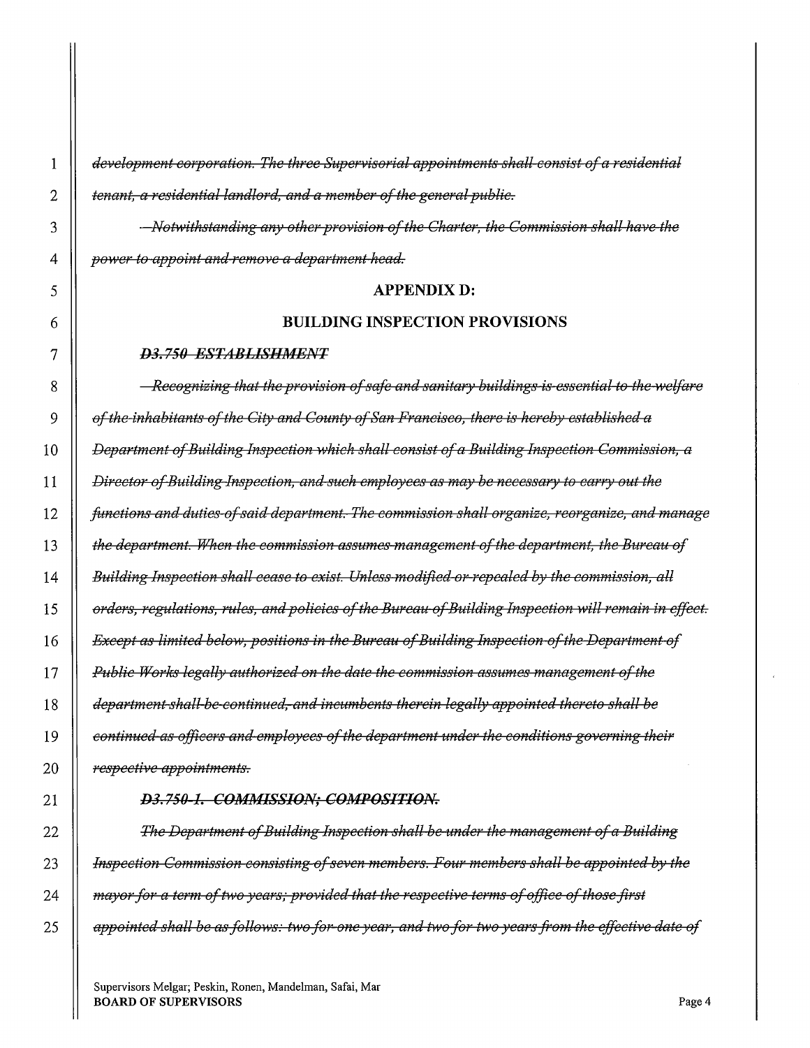~~*development corporation. The three Supervisorial appointments shall consist of a residential tenant, a residential landlord, and a member of the general public.*~~

~~*Notwithstanding any other provision of the Charter, the Commission shall have the power to appoint and remove a department head.*~~

**APPENDIX D:**

**BUILDING INSPECTION PROVISIONS**

~~***D3.750 ESTABLISHMENT***~~

~~*Recognizing that the provision of safe and sanitary buildings is essential to the welfare of the inhabitants of the City and County of San Francisco, there is hereby established a Department of Building Inspection which shall consist of a Building Inspection Commission, a Director of Building Inspection, and such employees as may be necessary to carry out the functions and duties of said department. The commission shall organize, reorganize, and manage the department. When the commission assumes management of the department, the Bureau of Building Inspection shall cease to exist. Unless modified or repealed by the commission, all orders, regulations, rules, and policies of the Bureau of Building Inspection will remain in effect. Except as limited below, positions in the Bureau of Building Inspection of the Department of Public Works legally authorized on the date the commission assumes management of the department shall be continued, and incumbents therein legally appointed thereto shall be continued as officers and employees of the department under the conditions governing their respective appointments.*~~

~~***D3.750-1. COMMISSION; COMPOSITION.***~~

~~*The Department of Building Inspection shall be under the management of a Building Inspection Commission consisting of seven members. Four members shall be appointed by the mayor for a term of two years; provided that the respective terms of office of those first appointed shall be as follows: two for one year, and two for two years from the effective date of*~~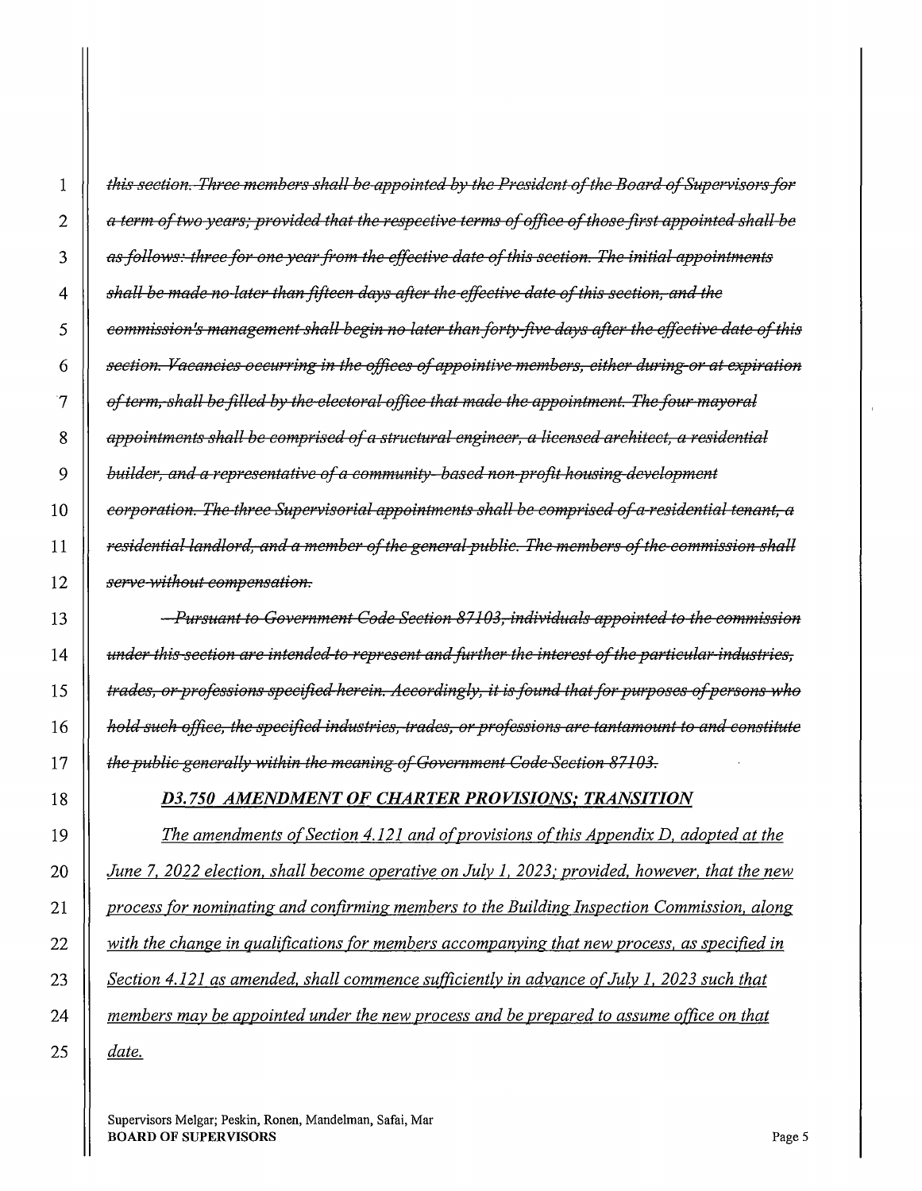~~*this section. Three members shall be appointed by the President of the Board of Supervisors for a term of two years; provided that the respective terms of office of those first appointed shall be as follows: three for one year from the effective date of this section. The initial appointments shall be made no later than fifteen days after the effective date of this section, and the commission's management shall begin no later than forty-five days after the effective date of this section. Vacancies occurring in the offices of appointive members, either during or at expiration of term, shall be filled by the electoral office that made the appointment. The four mayoral appointments shall be comprised of a structural engineer, a licensed architect, a residential builder, and a representative of a community- based non-profit housing development corporation. The three Supervisorial appointments shall be comprised of a residential tenant, a residential landlord, and a member of the general public. The members of the commission shall serve without compensation.*~~

~~*Pursuant to Government Code Section 87103, individuals appointed to the commission under this section are intended to represent and further the interest of the particular industries, trades, or professions specified herein. Accordingly, it is found that for purposes of persons who hold such office, the specified industries, trades, or professions are tantamount to and constitute the public generally within the meaning of Government Code Section 87103.*~~

***D3.750 AMENDMENT OF CHARTER PROVISIONS; TRANSITION***

*The amendments of Section 4.121 and of provisions of this Appendix D, adopted at the June 7, 2022 election, shall become operative on July 1, 2023; provided, however, that the new process for nominating and confirming members to the Building Inspection Commission, along with the change in qualifications for members accompanying that new process, as specified in Section 4.121 as amended, shall commence sufficiently in advance of July 1, 2023 such that members may be appointed under the new process and be prepared to assume office on that date.*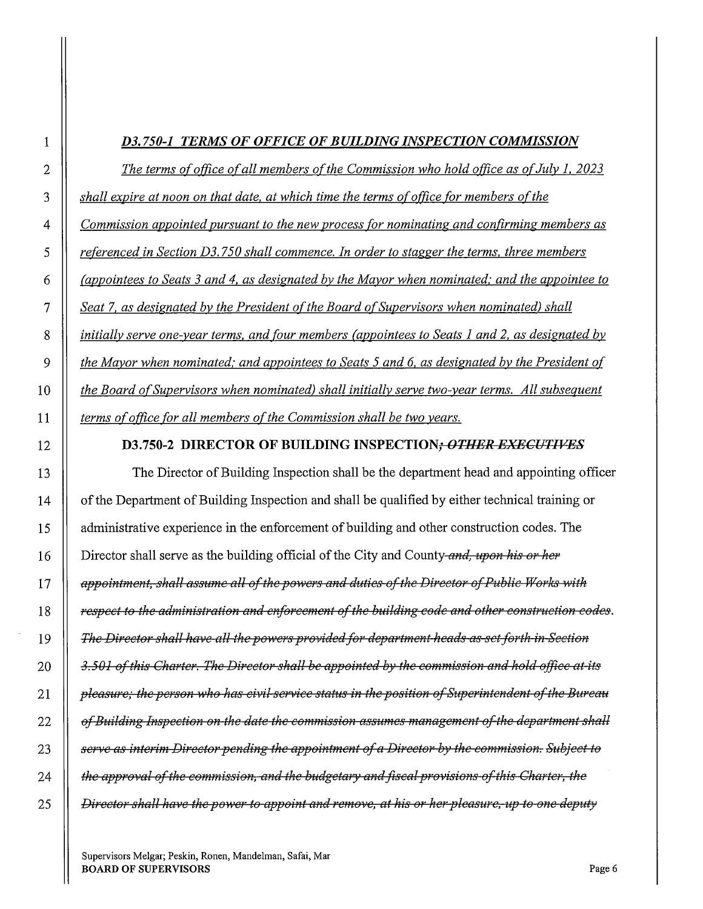***D3.750-1 TERMS OF OFFICE OF BUILDING INSPECTION COMMISSION***

*The terms of office of all members of the Commission who hold office as of July 1, 2023 shall expire at noon on that date, at which time the terms of office for members of the Commission appointed pursuant to the new process for nominating and confirming members as referenced in Section D3.750 shall commence. In order to stagger the terms, three members (appointees to Seats 3 and 4, as designated by the Mayor when nominated; and the appointee to Seat 7, as designated by the President of the Board of Supervisors when nominated) shall initially serve one-year terms, and four members (appointees to Seats 1 and 2, as designated by the Mayor when nominated; and appointees to Seats 5 and 6, as designated by the President of the Board of Supervisors when nominated) shall initially serve two-year terms. All subsequent terms of office for all members of the Commission shall be two years.*

**D3.750-2 DIRECTOR OF BUILDING INSPECTION~~*; OTHER EXECUTIVES*~~**

The Director of Building Inspection shall be the department head and appointing officer of the Department of Building Inspection and shall be qualified by either technical training or administrative experience in the enforcement of building and other construction codes. The Director shall serve as the building official of the City and County~~*and, upon his or her appointment, shall assume all of the powers and duties of the Director of Public Works with respect to the administration and enforcement of the building code and other construction codes*~~. ~~*The Director shall have all the powers provided for department heads as set forth in Section 3.501 of this Charter. The Director shall be appointed by the commission and hold office at its pleasure; the person who has civil service status in the position of Superintendent of the Bureau of Building Inspection on the date the commission assumes management of the department shall serve as interim Director pending the appointment of a Director by the commission. Subject to the approval of the commission, and the budgetary and fiscal provisions of this Charter, the Director shall have the power to appoint and remove, at his or her pleasure, up to one deputy*~~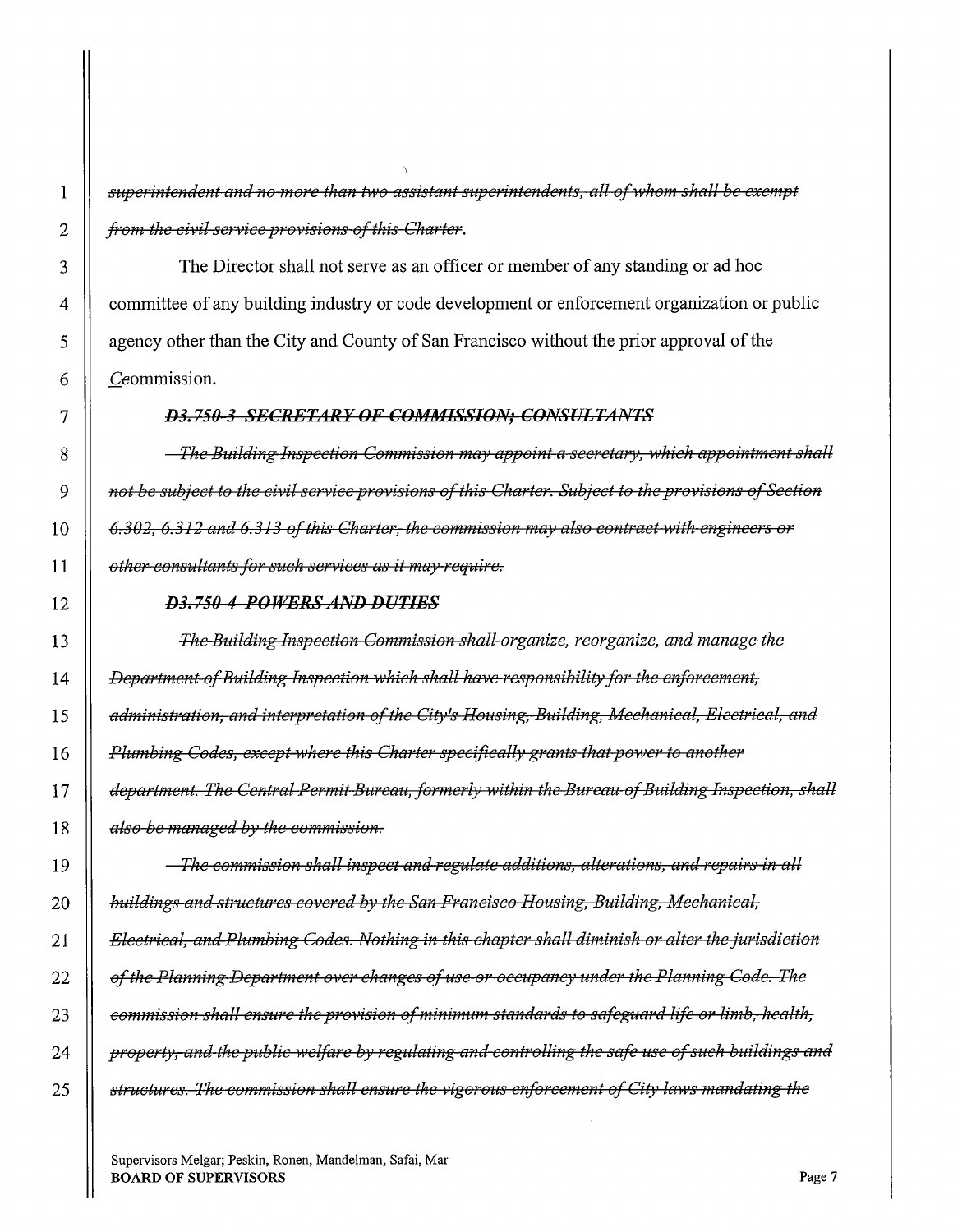~~*superintendent and no more than two assistant superintendents, all of whom shall be exempt from the civil service provisions of this Charter.*~~

The Director shall not serve as an officer or member of any standing or ad hoc committee of any building industry or code development or enforcement organization or public agency other than the City and County of San Francisco without the prior approval of the *C*~~c~~ommission.

~~***D3.750-3 SECRETARY OF COMMISSION; CONSULTANTS***~~

~~*The Building Inspection Commission may appoint a secretary, which appointment shall not be subject to the civil service provisions of this Charter. Subject to the provisions of Section 6.302, 6.312 and 6.313 of this Charter, the commission may also contract with engineers or other consultants for such services as it may require.*~~

~~***D3.750-4 POWERS AND DUTIES***~~

~~*The Building Inspection Commission shall organize, reorganize, and manage the Department of Building Inspection which shall have responsibility for the enforcement, administration, and interpretation of the City's Housing, Building, Mechanical, Electrical, and Plumbing Codes, except where this Charter specifically grants that power to another department. The Central Permit Bureau, formerly within the Bureau of Building Inspection, shall also be managed by the commission.*~~

~~*The commission shall inspect and regulate additions, alterations, and repairs in all buildings and structures covered by the San Francisco Housing, Building, Mechanical, Electrical, and Plumbing Codes. Nothing in this chapter shall diminish or alter the jurisdiction of the Planning Department over changes of use or occupancy under the Planning Code. The commission shall ensure the provision of minimum standards to safeguard life or limb, health, property, and the public welfare by regulating and controlling the safe use of such buildings and structures. The commission shall ensure the vigorous enforcement of City laws mandating the*~~

Supervisors Melgar; Peskin, Ronen, Mandelman, Safai, Mar
**BOARD OF SUPERVISORS**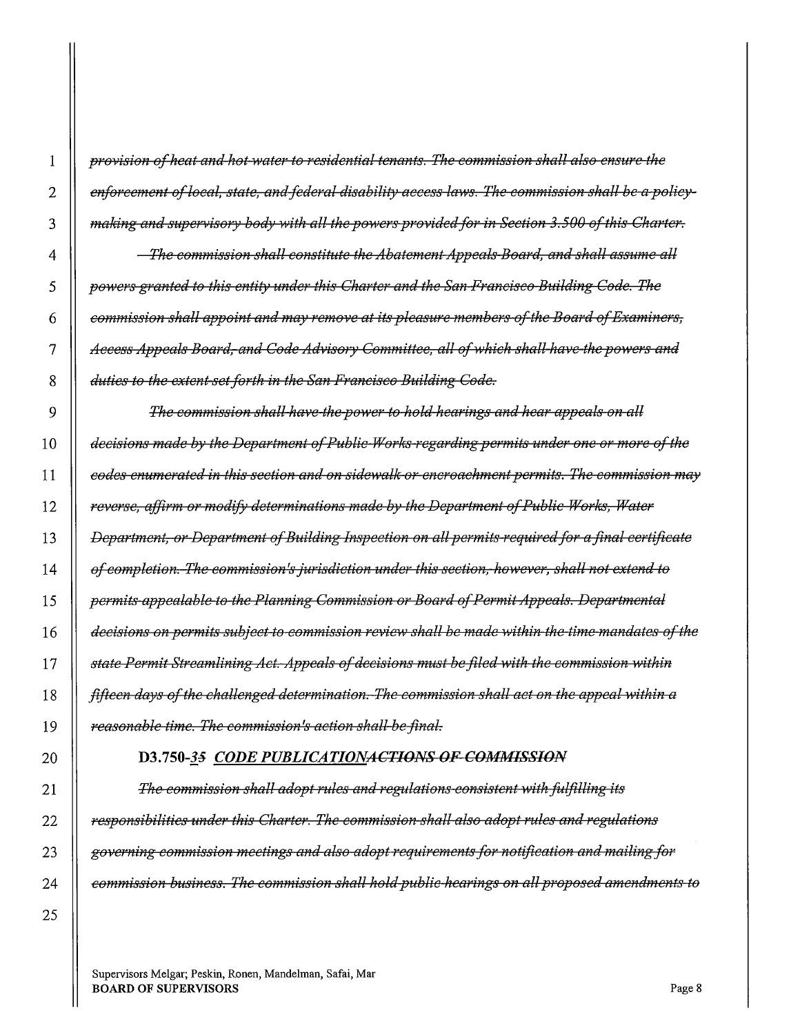~~*provision of heat and hot water to residential tenants. The commission shall also ensure the enforcement of local, state, and federal disability access laws. The commission shall be a policy-making and supervisory body with all the powers provided for in Section 3.500 of this Charter.*~~

~~*The commission shall constitute the Abatement Appeals Board, and shall assume all powers granted to this entity under this Charter and the San Francisco Building Code. The commission shall appoint and may remove at its pleasure members of the Board of Examiners, Access Appeals Board, and Code Advisory Committee, all of which shall have the powers and duties to the extent set forth in the San Francisco Building Code.*~~

~~*The commission shall have the power to hold hearings and hear appeals on all decisions made by the Department of Public Works regarding permits under one or more of the codes enumerated in this section and on sidewalk or encroachment permits. The commission may reverse, affirm or modify determinations made by the Department of Public Works, Water Department, or Department of Building Inspection on all permits required for a final certificate of completion. The commission's jurisdiction under this section, however, shall not extend to permits appealable to the Planning Commission or Board of Permit Appeals. Departmental decisions on permits subject to commission review shall be made within the time mandates of the state Permit Streamlining Act. Appeals of decisions must be filed with the commission within fifteen days of the challenged determination. The commission shall act on the appeal within a reasonable time. The commission's action shall be final.*~~

**D3.750-*<u>3</u>~~5~~* <u>*CODE PUBLICATION*</u>~~*ACTIONS OF COMMISSION*~~**

~~*The commission shall adopt rules and regulations consistent with fulfilling its responsibilities under this Charter. The commission shall also adopt rules and regulations governing commission meetings and also adopt requirements for notification and mailing for commission business. The commission shall hold public hearings on all proposed amendments to*~~

Supervisors Melgar; Peskin, Ronen, Mandelman, Safai, Mar
**BOARD OF SUPERVISORS**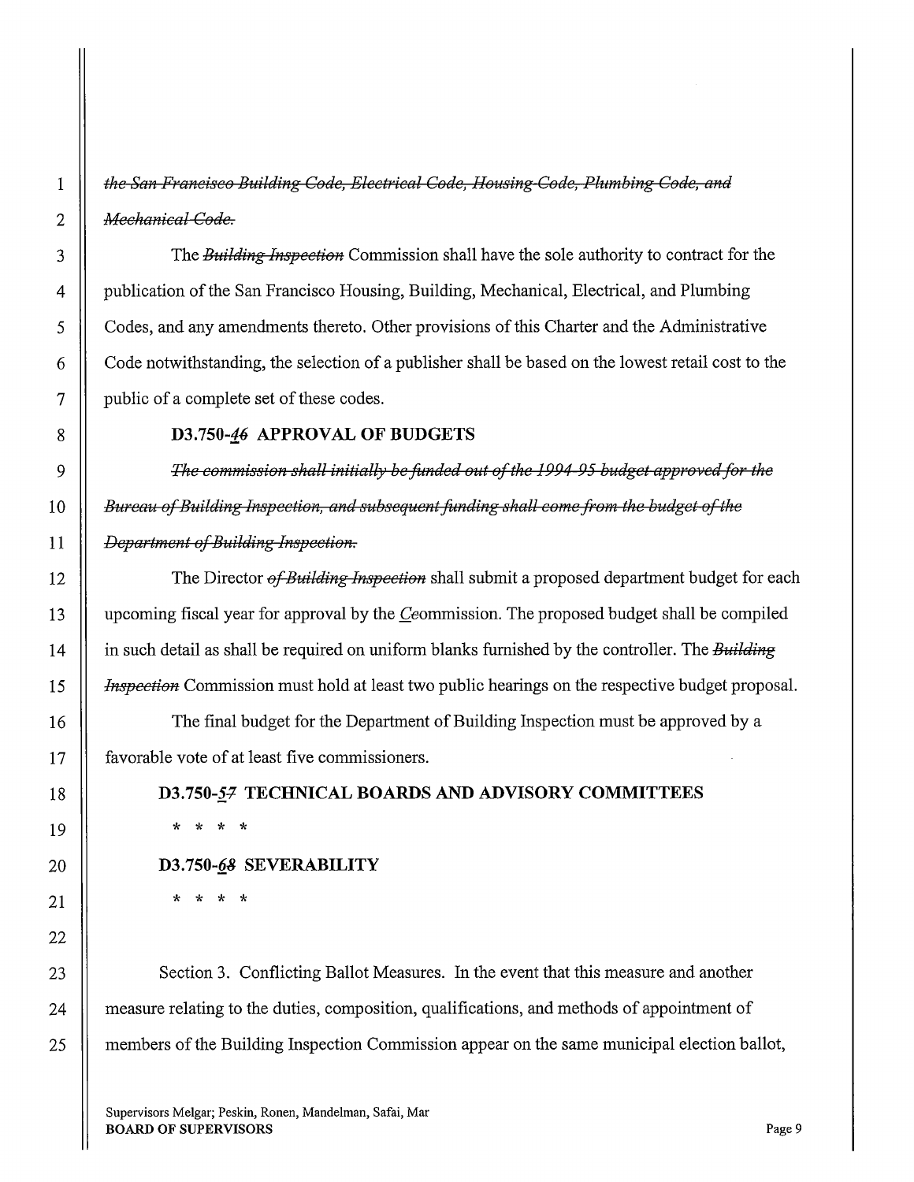~~*the San Francisco Building Code, Electrical Code, Housing Code, Plumbing Code, and Mechanical Code.*~~

The ~~*Building Inspection*~~ Commission shall have the sole authority to contract for the publication of the San Francisco Housing, Building, Mechanical, Electrical, and Plumbing Codes, and any amendments thereto. Other provisions of this Charter and the Administrative Code notwithstanding, the selection of a publisher shall be based on the lowest retail cost to the public of a complete set of these codes.

**D3.750-*4*~~*6*~~ APPROVAL OF BUDGETS**

~~*The commission shall initially be funded out of the 1994-95 budget approved for the Bureau of Building Inspection, and subsequent funding shall come from the budget of the Department of Building Inspection.*~~

The Director ~~*of Building Inspection*~~ shall submit a proposed department budget for each upcoming fiscal year for approval by the *C*~~*c*~~ommission. The proposed budget shall be compiled in such detail as shall be required on uniform blanks furnished by the controller. The ~~*Building Inspection*~~ Commission must hold at least two public hearings on the respective budget proposal.

The final budget for the Department of Building Inspection must be approved by a favorable vote of at least five commissioners.

**D3.750-*5*~~*7*~~ TECHNICAL BOARDS AND ADVISORY COMMITTEES**

\* \* \* \*

**D3.750-*6*~~*8*~~ SEVERABILITY**

\* \* \* \*

Section 3. Conflicting Ballot Measures. In the event that this measure and another measure relating to the duties, composition, qualifications, and methods of appointment of members of the Building Inspection Commission appear on the same municipal election ballot,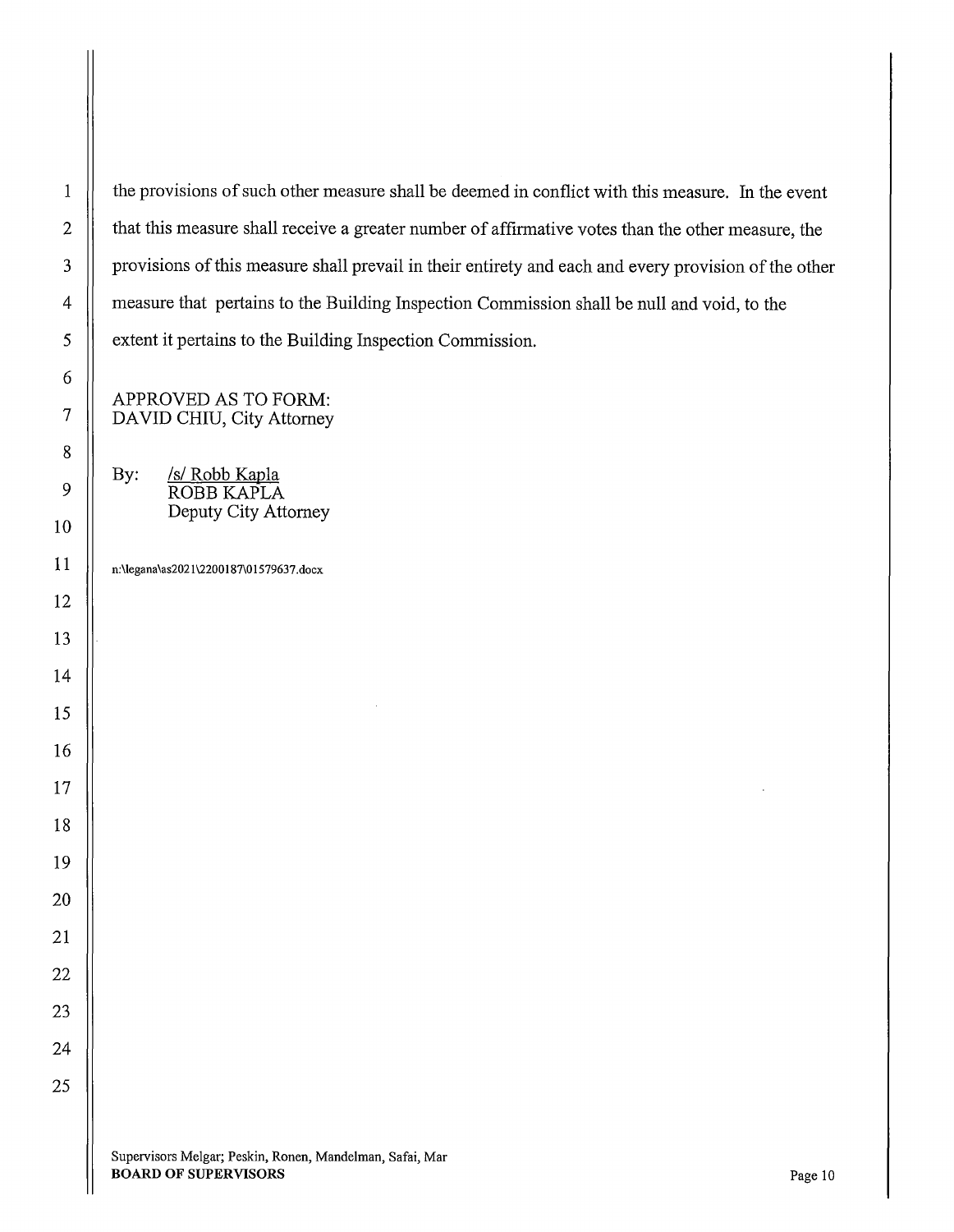the provisions of such other measure shall be deemed in conflict with this measure. In the event that this measure shall receive a greater number of affirmative votes than the other measure, the provisions of this measure shall prevail in their entirety and each and every provision of the other measure that pertains to the Building Inspection Commission shall be null and void, to the extent it pertains to the Building Inspection Commission.

APPROVED AS TO FORM:
DAVID CHIU, City Attorney

By: /s/ Robb Kapla
ROBB KAPLA
Deputy City Attorney

n:\legana\as2021\2200187\01579637.docx

Supervisors Melgar; Peskin, Ronen, Mandelman, Safai, Mar
**BOARD OF SUPERVISORS**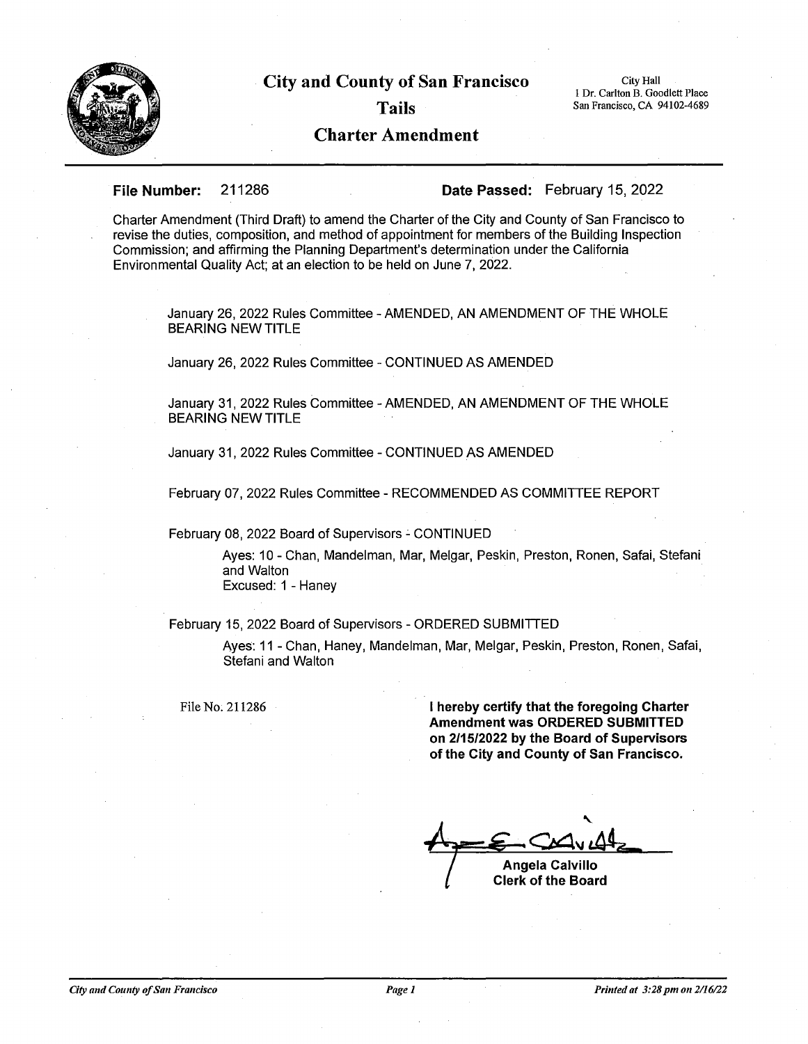# City and County of San Francisco

## Tails

## Charter Amendment

City Hall
1 Dr. Carlton B. Goodlett Place
San Francisco, CA 94102-4689

**File Number:** 211286 **Date Passed:** February 15, 2022

Charter Amendment (Third Draft) to amend the Charter of the City and County of San Francisco to revise the duties, composition, and method of appointment for members of the Building Inspection Commission; and affirming the Planning Department's determination under the California Environmental Quality Act; at an election to be held on June 7, 2022.

January 26, 2022 Rules Committee - AMENDED, AN AMENDMENT OF THE WHOLE BEARING NEW TITLE

January 26, 2022 Rules Committee - CONTINUED AS AMENDED

January 31, 2022 Rules Committee - AMENDED, AN AMENDMENT OF THE WHOLE BEARING NEW TITLE

January 31, 2022 Rules Committee - CONTINUED AS AMENDED

February 07, 2022 Rules Committee - RECOMMENDED AS COMMITTEE REPORT

February 08, 2022 Board of Supervisors - CONTINUED

Ayes: 10 - Chan, Mandelman, Mar, Melgar, Peskin, Preston, Ronen, Safai, Stefani and Walton
Excused: 1 - Haney

February 15, 2022 Board of Supervisors - ORDERED SUBMITTED

Ayes: 11 - Chan, Haney, Mandelman, Mar, Melgar, Peskin, Preston, Ronen, Safai, Stefani and Walton

File No. 211286

**I hereby certify that the foregoing Charter Amendment was ORDERED SUBMITTED on 2/15/2022 by the Board of Supervisors of the City and County of San Francisco.**

**Angela Calvillo**
**Clerk of the Board**

*Printed at 3:28 pm on 2/16/22*